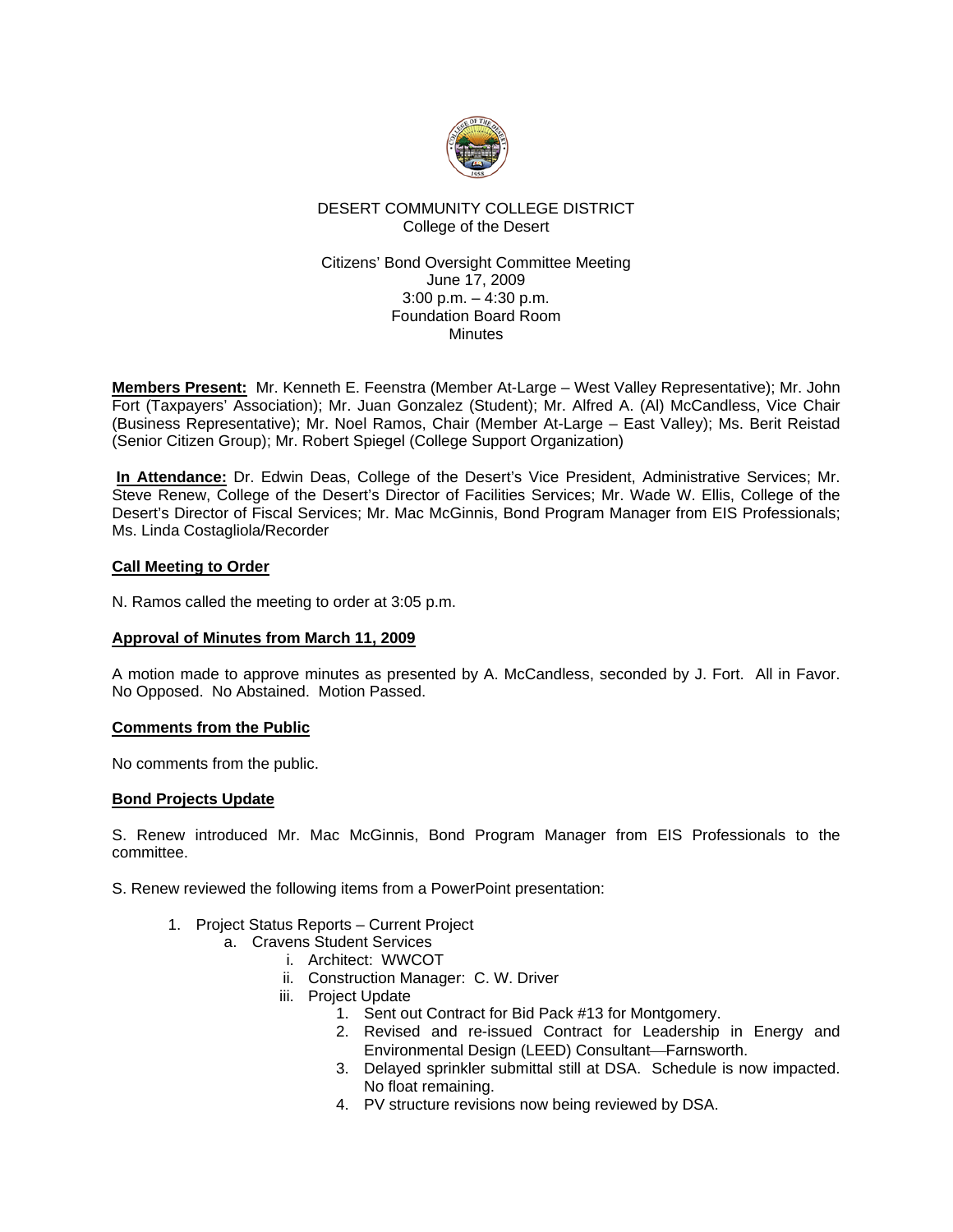DESERT COMMUNITY COLLEGE DISTRICT
College of the Desert

Citizens' Bond Oversight Committee Meeting
June 17, 2009
3:00 p.m. – 4:30 p.m.
Foundation Board Room
Minutes

**Members Present:** Mr. Kenneth E. Feenstra (Member At-Large – West Valley Representative); Mr. John Fort (Taxpayers' Association); Mr. Juan Gonzalez (Student); Mr. Alfred A. (Al) McCandless, Vice Chair (Business Representative); Mr. Noel Ramos, Chair (Member At-Large – East Valley); Ms. Berit Reistad (Senior Citizen Group); Mr. Robert Spiegel (College Support Organization)

**In Attendance:** Dr. Edwin Deas, College of the Desert's Vice President, Administrative Services; Mr. Steve Renew, College of the Desert's Director of Facilities Services; Mr. Wade W. Ellis, College of the Desert's Director of Fiscal Services; Mr. Mac McGinnis, Bond Program Manager from EIS Professionals; Ms. Linda Costagliola/Recorder

## Call Meeting to Order

N. Ramos called the meeting to order at 3:05 p.m.

## Approval of Minutes from March 11, 2009

A motion made to approve minutes as presented by A. McCandless, seconded by J. Fort. All in Favor. No Opposed. No Abstained. Motion Passed.

## Comments from the Public

No comments from the public.

## Bond Projects Update

S. Renew introduced Mr. Mac McGinnis, Bond Program Manager from EIS Professionals to the committee.

S. Renew reviewed the following items from a PowerPoint presentation:

1. Project Status Reports – Current Project
   a. Cravens Student Services
      i. Architect: WWCOT
      ii. Construction Manager: C. W. Driver
      iii. Project Update
         1. Sent out Contract for Bid Pack #13 for Montgomery.
         2. Revised and re-issued Contract for Leadership in Energy and Environmental Design (LEED) Consultant—Farnsworth.
         3. Delayed sprinkler submittal still at DSA. Schedule is now impacted. No float remaining.
         4. PV structure revisions now being reviewed by DSA.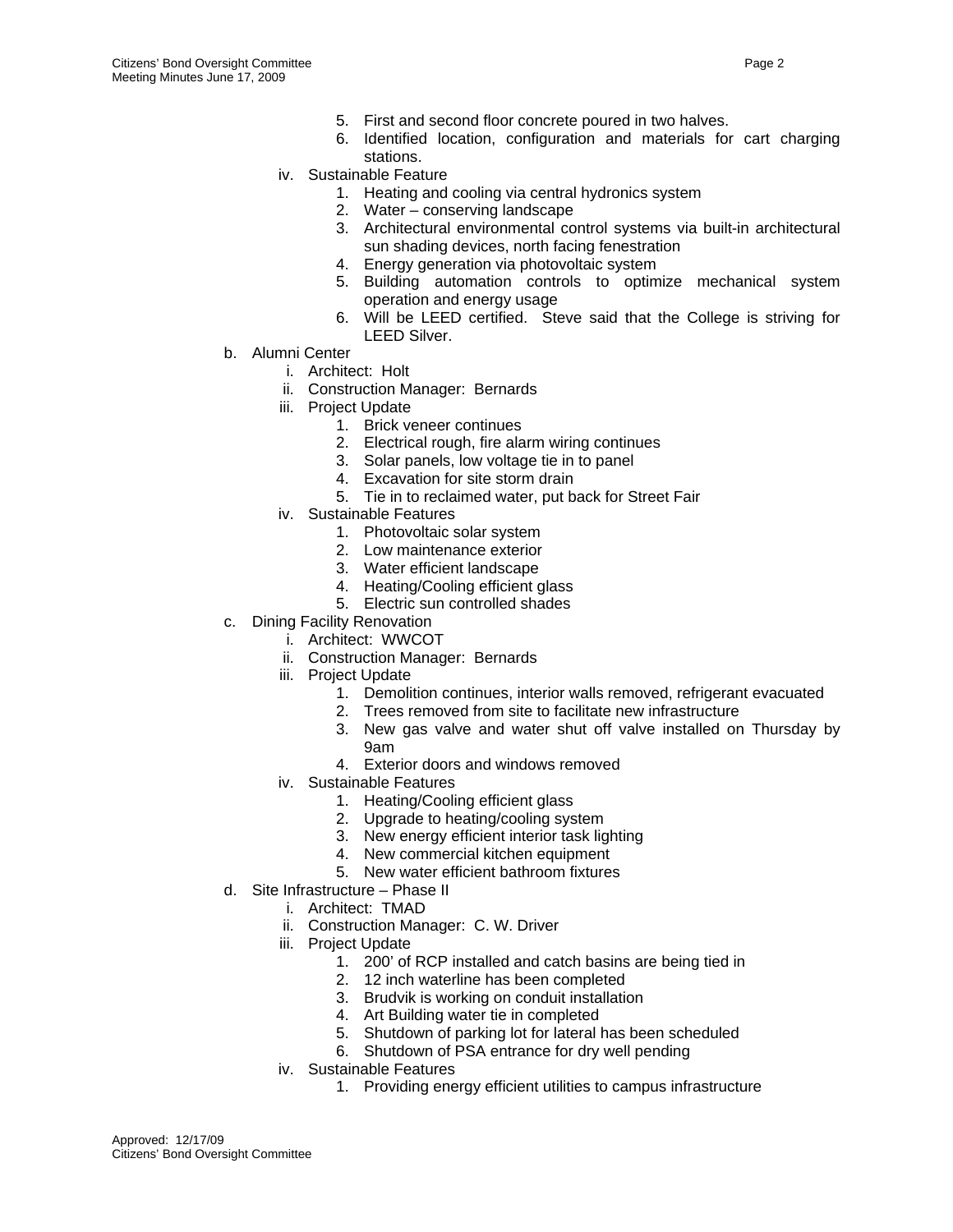5. First and second floor concrete poured in two halves.
6. Identified location, configuration and materials for cart charging stations.

iv. Sustainable Feature

1. Heating and cooling via central hydronics system
2. Water – conserving landscape
3. Architectural environmental control systems via built-in architectural sun shading devices, north facing fenestration
4. Energy generation via photovoltaic system
5. Building automation controls to optimize mechanical system operation and energy usage
6. Will be LEED certified. Steve said that the College is striving for LEED Silver.

b. Alumni Center

i. Architect: Holt

ii. Construction Manager: Bernards

iii. Project Update

1. Brick veneer continues
2. Electrical rough, fire alarm wiring continues
3. Solar panels, low voltage tie in to panel
4. Excavation for site storm drain
5. Tie in to reclaimed water, put back for Street Fair

iv. Sustainable Features

1. Photovoltaic solar system
2. Low maintenance exterior
3. Water efficient landscape
4. Heating/Cooling efficient glass
5. Electric sun controlled shades

c. Dining Facility Renovation

i. Architect: WWCOT

ii. Construction Manager: Bernards

iii. Project Update

1. Demolition continues, interior walls removed, refrigerant evacuated
2. Trees removed from site to facilitate new infrastructure
3. New gas valve and water shut off valve installed on Thursday by 9am
4. Exterior doors and windows removed

iv. Sustainable Features

1. Heating/Cooling efficient glass
2. Upgrade to heating/cooling system
3. New energy efficient interior task lighting
4. New commercial kitchen equipment
5. New water efficient bathroom fixtures

d. Site Infrastructure – Phase II

i. Architect: TMAD

ii. Construction Manager: C. W. Driver

iii. Project Update

1. 200' of RCP installed and catch basins are being tied in
2. 12 inch waterline has been completed
3. Brudvik is working on conduit installation
4. Art Building water tie in completed
5. Shutdown of parking lot for lateral has been scheduled
6. Shutdown of PSA entrance for dry well pending

iv. Sustainable Features

1. Providing energy efficient utilities to campus infrastructure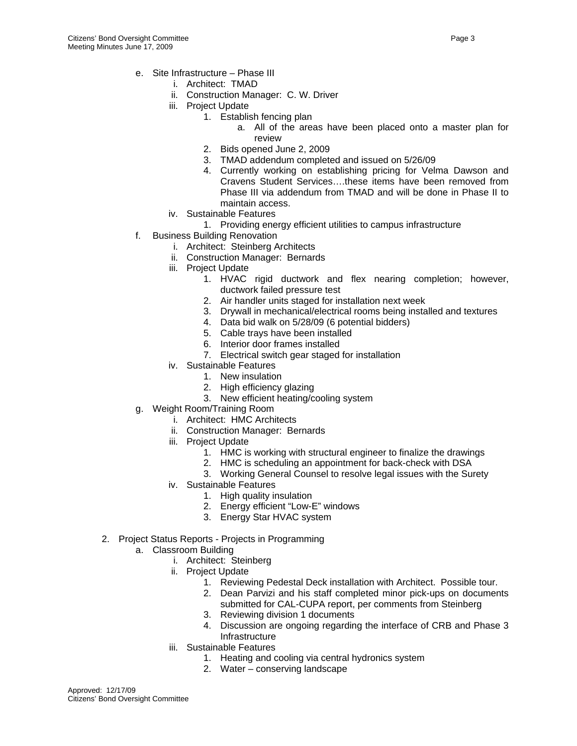e. Site Infrastructure – Phase III
    i. Architect: TMAD
    ii. Construction Manager: C. W. Driver
    iii. Project Update
        1. Establish fencing plan
            a. All of the areas have been placed onto a master plan for review
        2. Bids opened June 2, 2009
        3. TMAD addendum completed and issued on 5/26/09
        4. Currently working on establishing pricing for Velma Dawson and Cravens Student Services….these items have been removed from Phase III via addendum from TMAD and will be done in Phase II to maintain access.
    iv. Sustainable Features
        1. Providing energy efficient utilities to campus infrastructure

f. Business Building Renovation
    i. Architect: Steinberg Architects
    ii. Construction Manager: Bernards
    iii. Project Update
        1. HVAC rigid ductwork and flex nearing completion; however, ductwork failed pressure test
        2. Air handler units staged for installation next week
        3. Drywall in mechanical/electrical rooms being installed and textures
        4. Data bid walk on 5/28/09 (6 potential bidders)
        5. Cable trays have been installed
        6. Interior door frames installed
        7. Electrical switch gear staged for installation
    iv. Sustainable Features
        1. New insulation
        2. High efficiency glazing
        3. New efficient heating/cooling system

g. Weight Room/Training Room
    i. Architect: HMC Architects
    ii. Construction Manager: Bernards
    iii. Project Update
        1. HMC is working with structural engineer to finalize the drawings
        2. HMC is scheduling an appointment for back-check with DSA
        3. Working General Counsel to resolve legal issues with the Surety
    iv. Sustainable Features
        1. High quality insulation
        2. Energy efficient "Low-E" windows
        3. Energy Star HVAC system

2. Project Status Reports - Projects in Programming
    a. Classroom Building
        i. Architect: Steinberg
        ii. Project Update
            1. Reviewing Pedestal Deck installation with Architect. Possible tour.
            2. Dean Parvizi and his staff completed minor pick-ups on documents submitted for CAL-CUPA report, per comments from Steinberg
            3. Reviewing division 1 documents
            4. Discussion are ongoing regarding the interface of CRB and Phase 3 Infrastructure
        iii. Sustainable Features
            1. Heating and cooling via central hydronics system
            2. Water – conserving landscape

Approved: 12/17/09
Citizens' Bond Oversight Committee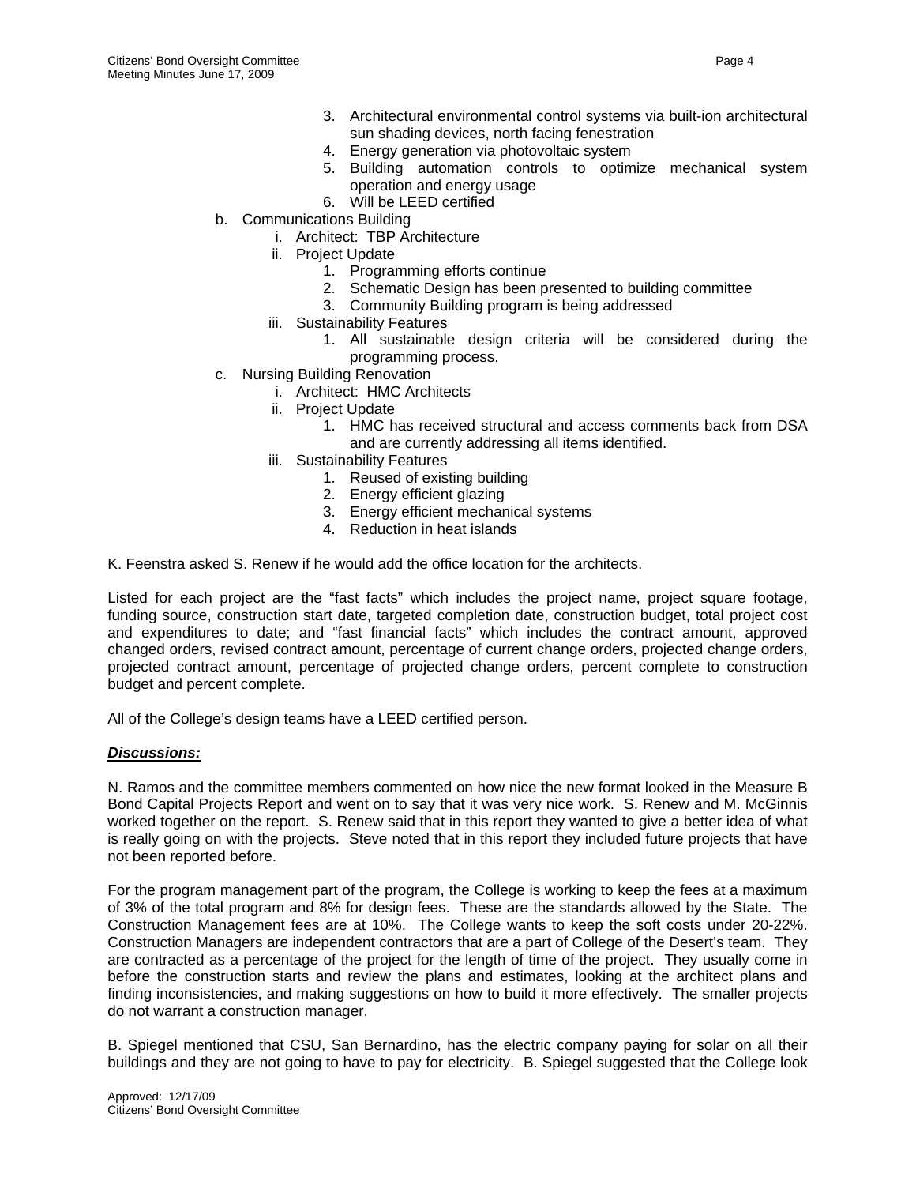3. Architectural environmental control systems via built-ion architectural sun shading devices, north facing fenestration
4. Energy generation via photovoltaic system
5. Building automation controls to optimize mechanical system operation and energy usage
6. Will be LEED certified

b. Communications Building
   i. Architect: TBP Architecture
   ii. Project Update
      1. Programming efforts continue
      2. Schematic Design has been presented to building committee
      3. Community Building program is being addressed
   iii. Sustainability Features
      1. All sustainable design criteria will be considered during the programming process.

c. Nursing Building Renovation
   i. Architect: HMC Architects
   ii. Project Update
      1. HMC has received structural and access comments back from DSA and are currently addressing all items identified.
   iii. Sustainability Features
      1. Reused of existing building
      2. Energy efficient glazing
      3. Energy efficient mechanical systems
      4. Reduction in heat islands

K. Feenstra asked S. Renew if he would add the office location for the architects.

Listed for each project are the "fast facts" which includes the project name, project square footage, funding source, construction start date, targeted completion date, construction budget, total project cost and expenditures to date; and "fast financial facts" which includes the contract amount, approved changed orders, revised contract amount, percentage of current change orders, projected change orders, projected contract amount, percentage of projected change orders, percent complete to construction budget and percent complete.

All of the College's design teams have a LEED certified person.

***Discussions:***

N. Ramos and the committee members commented on how nice the new format looked in the Measure B Bond Capital Projects Report and went on to say that it was very nice work. S. Renew and M. McGinnis worked together on the report. S. Renew said that in this report they wanted to give a better idea of what is really going on with the projects. Steve noted that in this report they included future projects that have not been reported before.

For the program management part of the program, the College is working to keep the fees at a maximum of 3% of the total program and 8% for design fees. These are the standards allowed by the State. The Construction Management fees are at 10%. The College wants to keep the soft costs under 20-22%. Construction Managers are independent contractors that are a part of College of the Desert's team. They are contracted as a percentage of the project for the length of time of the project. They usually come in before the construction starts and review the plans and estimates, looking at the architect plans and finding inconsistencies, and making suggestions on how to build it more effectively. The smaller projects do not warrant a construction manager.

B. Spiegel mentioned that CSU, San Bernardino, has the electric company paying for solar on all their buildings and they are not going to have to pay for electricity. B. Spiegel suggested that the College look

Approved: 12/17/09
Citizens' Bond Oversight Committee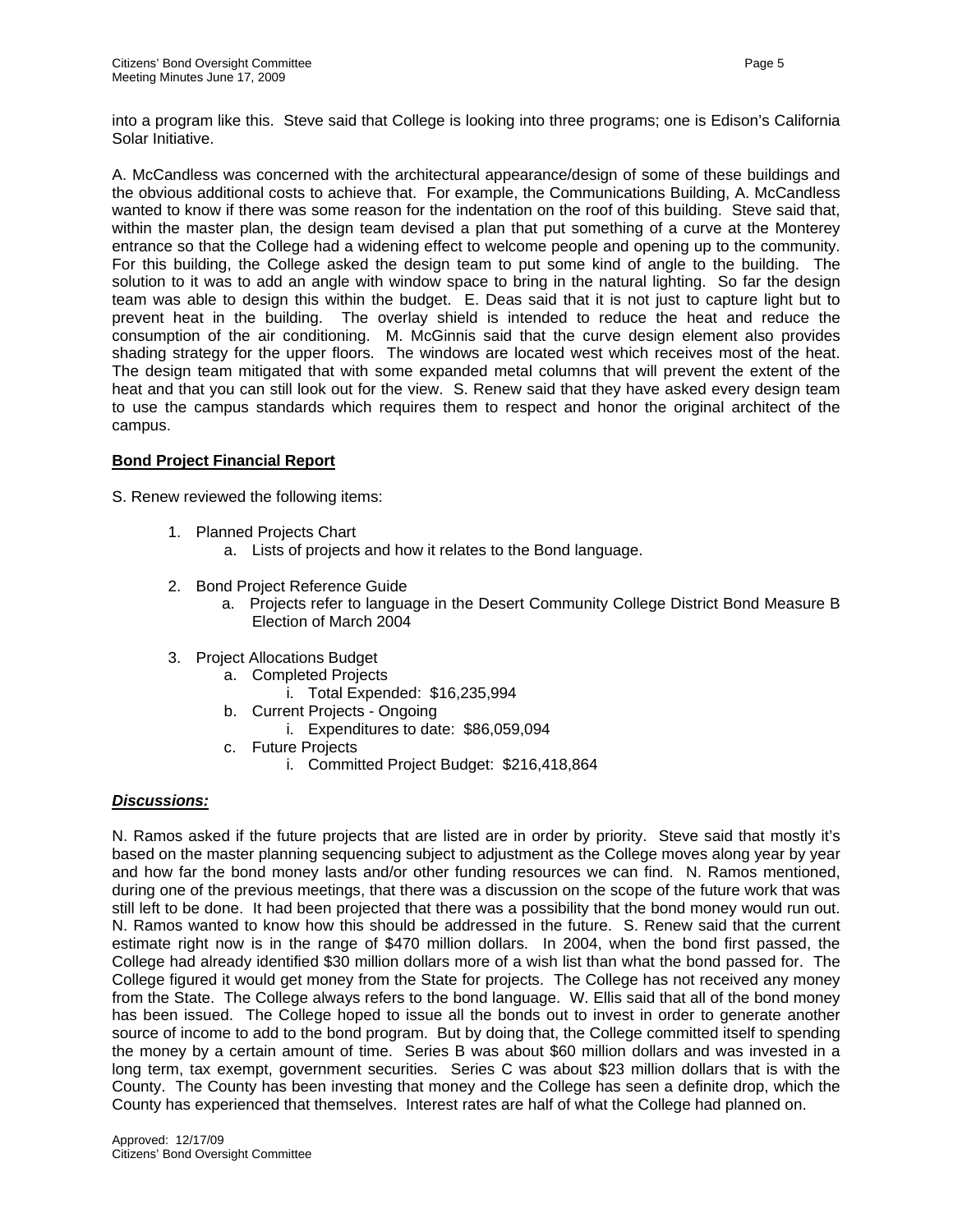into a program like this. Steve said that College is looking into three programs; one is Edison's California Solar Initiative.

A. McCandless was concerned with the architectural appearance/design of some of these buildings and the obvious additional costs to achieve that. For example, the Communications Building, A. McCandless wanted to know if there was some reason for the indentation on the roof of this building. Steve said that, within the master plan, the design team devised a plan that put something of a curve at the Monterey entrance so that the College had a widening effect to welcome people and opening up to the community. For this building, the College asked the design team to put some kind of angle to the building. The solution to it was to add an angle with window space to bring in the natural lighting. So far the design team was able to design this within the budget. E. Deas said that it is not just to capture light but to prevent heat in the building. The overlay shield is intended to reduce the heat and reduce the consumption of the air conditioning. M. McGinnis said that the curve design element also provides shading strategy for the upper floors. The windows are located west which receives most of the heat. The design team mitigated that with some expanded metal columns that will prevent the extent of the heat and that you can still look out for the view. S. Renew said that they have asked every design team to use the campus standards which requires them to respect and honor the original architect of the campus.

**Bond Project Financial Report**

S. Renew reviewed the following items:

1. Planned Projects Chart
    a. Lists of projects and how it relates to the Bond language.

2. Bond Project Reference Guide
    a. Projects refer to language in the Desert Community College District Bond Measure B Election of March 2004

3. Project Allocations Budget
    a. Completed Projects
        i. Total Expended: $16,235,994
    b. Current Projects - Ongoing
        i. Expenditures to date: $86,059,094
    c. Future Projects
        i. Committed Project Budget: $216,418,864

***Discussions:***

N. Ramos asked if the future projects that are listed are in order by priority. Steve said that mostly it's based on the master planning sequencing subject to adjustment as the College moves along year by year and how far the bond money lasts and/or other funding resources we can find. N. Ramos mentioned, during one of the previous meetings, that there was a discussion on the scope of the future work that was still left to be done. It had been projected that there was a possibility that the bond money would run out. N. Ramos wanted to know how this should be addressed in the future. S. Renew said that the current estimate right now is in the range of $470 million dollars. In 2004, when the bond first passed, the College had already identified $30 million dollars more of a wish list than what the bond passed for. The College figured it would get money from the State for projects. The College has not received any money from the State. The College always refers to the bond language. W. Ellis said that all of the bond money has been issued. The College hoped to issue all the bonds out to invest in order to generate another source of income to add to the bond program. But by doing that, the College committed itself to spending the money by a certain amount of time. Series B was about $60 million dollars and was invested in a long term, tax exempt, government securities. Series C was about $23 million dollars that is with the County. The County has been investing that money and the College has seen a definite drop, which the County has experienced that themselves. Interest rates are half of what the College had planned on.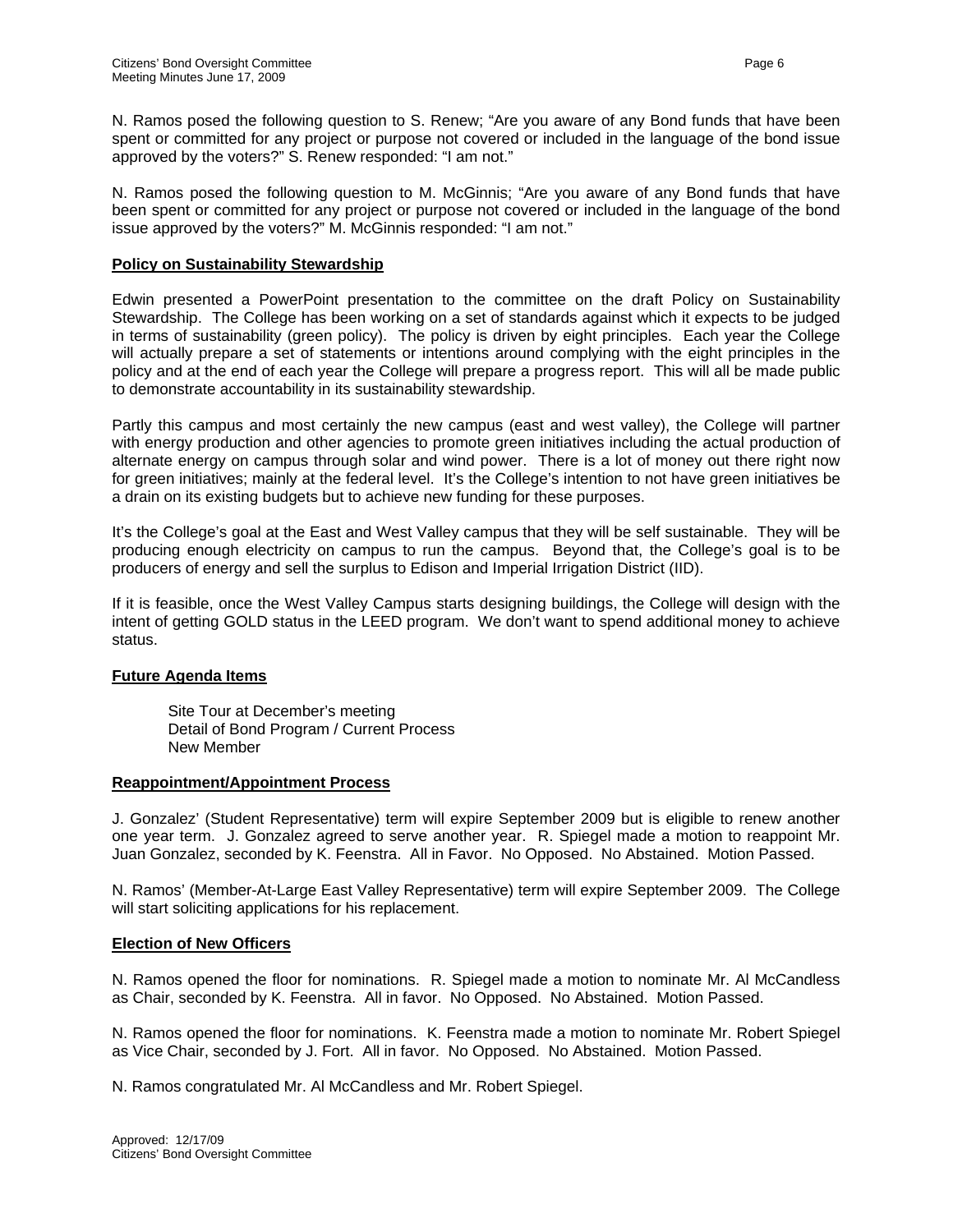N. Ramos posed the following question to S. Renew; “Are you aware of any Bond funds that have been spent or committed for any project or purpose not covered or included in the language of the bond issue approved by the voters?” S. Renew responded: “I am not.”

N. Ramos posed the following question to M. McGinnis; “Are you aware of any Bond funds that have been spent or committed for any project or purpose not covered or included in the language of the bond issue approved by the voters?” M. McGinnis responded: “I am not.”

**Policy on Sustainability Stewardship**

Edwin presented a PowerPoint presentation to the committee on the draft Policy on Sustainability Stewardship. The College has been working on a set of standards against which it expects to be judged in terms of sustainability (green policy). The policy is driven by eight principles. Each year the College will actually prepare a set of statements or intentions around complying with the eight principles in the policy and at the end of each year the College will prepare a progress report. This will all be made public to demonstrate accountability in its sustainability stewardship.

Partly this campus and most certainly the new campus (east and west valley), the College will partner with energy production and other agencies to promote green initiatives including the actual production of alternate energy on campus through solar and wind power. There is a lot of money out there right now for green initiatives; mainly at the federal level. It’s the College’s intention to not have green initiatives be a drain on its existing budgets but to achieve new funding for these purposes.

It’s the College’s goal at the East and West Valley campus that they will be self sustainable. They will be producing enough electricity on campus to run the campus. Beyond that, the College’s goal is to be producers of energy and sell the surplus to Edison and Imperial Irrigation District (IID).

If it is feasible, once the West Valley Campus starts designing buildings, the College will design with the intent of getting GOLD status in the LEED program. We don’t want to spend additional money to achieve status.

**Future Agenda Items**

Site Tour at December’s meeting
Detail of Bond Program / Current Process
New Member

**Reappointment/Appointment Process**

J. Gonzalez’ (Student Representative) term will expire September 2009 but is eligible to renew another one year term. J. Gonzalez agreed to serve another year. R. Spiegel made a motion to reappoint Mr. Juan Gonzalez, seconded by K. Feenstra. All in Favor. No Opposed. No Abstained. Motion Passed.

N. Ramos’ (Member-At-Large East Valley Representative) term will expire September 2009. The College will start soliciting applications for his replacement.

**Election of New Officers**

N. Ramos opened the floor for nominations. R. Spiegel made a motion to nominate Mr. Al McCandless as Chair, seconded by K. Feenstra. All in favor. No Opposed. No Abstained. Motion Passed.

N. Ramos opened the floor for nominations. K. Feenstra made a motion to nominate Mr. Robert Spiegel as Vice Chair, seconded by J. Fort. All in favor. No Opposed. No Abstained. Motion Passed.

N. Ramos congratulated Mr. Al McCandless and Mr. Robert Spiegel.

Approved: 12/17/09
Citizens’ Bond Oversight Committee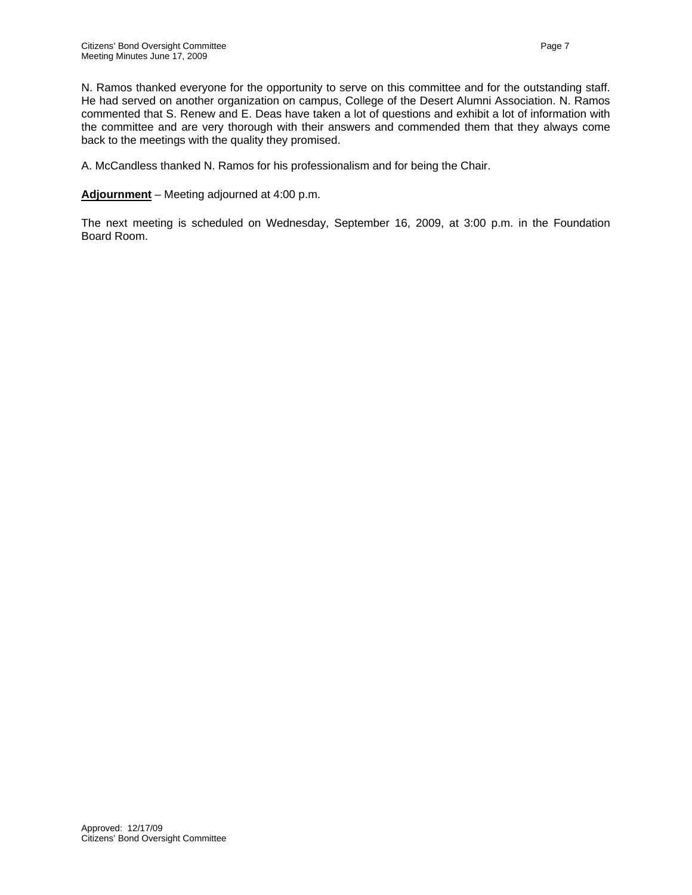N. Ramos thanked everyone for the opportunity to serve on this committee and for the outstanding staff. He had served on another organization on campus, College of the Desert Alumni Association. N. Ramos commented that S. Renew and E. Deas have taken a lot of questions and exhibit a lot of information with the committee and are very thorough with their answers and commended them that they always come back to the meetings with the quality they promised.

A. McCandless thanked N. Ramos for his professionalism and for being the Chair.

**Adjournment** – Meeting adjourned at 4:00 p.m.

The next meeting is scheduled on Wednesday, September 16, 2009, at 3:00 p.m. in the Foundation Board Room.

Approved: 12/17/09
Citizens' Bond Oversight Committee